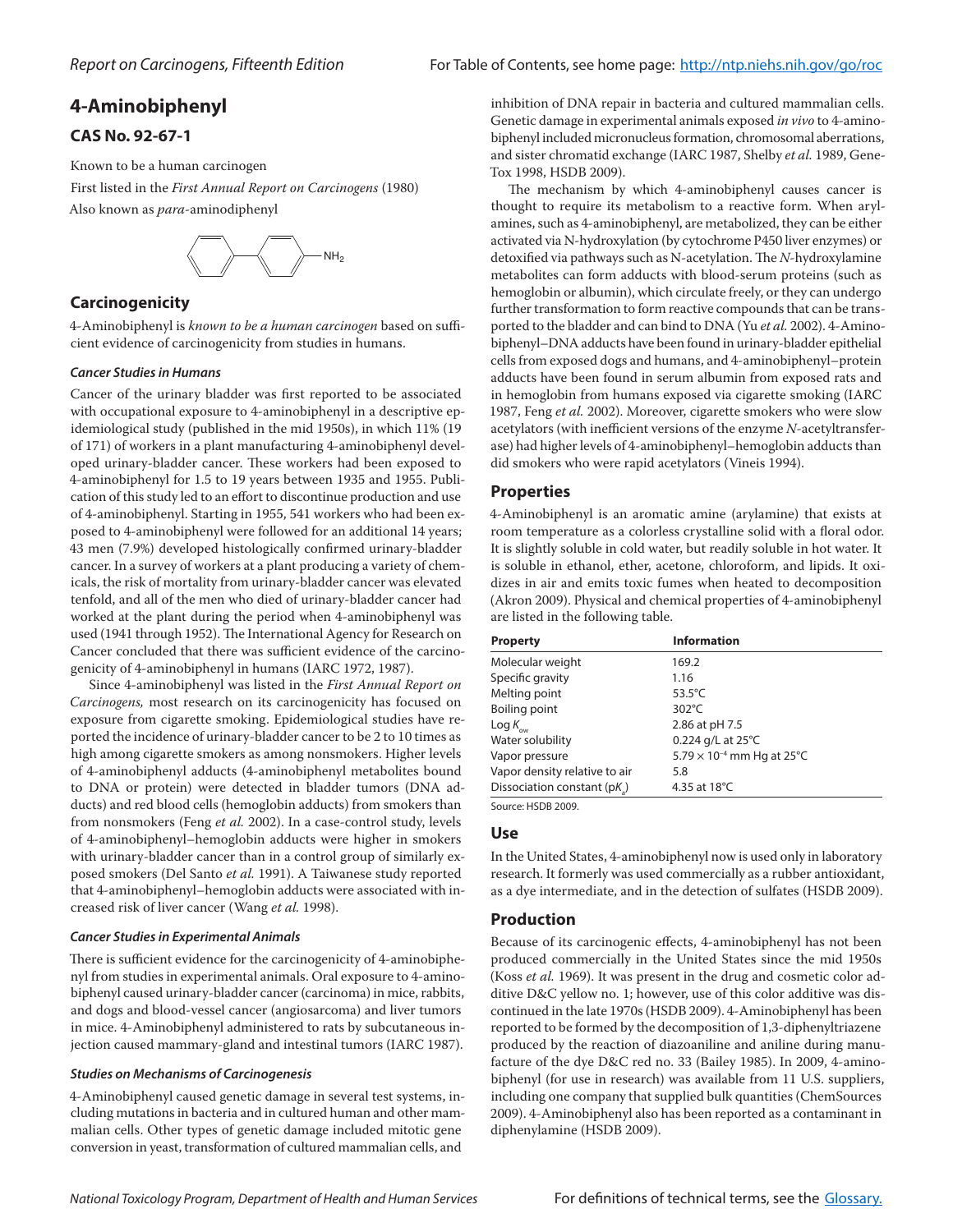# 4-Aminobiphenyl

## CAS No. 92-67-1

Known to be a human carcinogen

First listed in the *First Annual Report on Carcinogens* (1980)

Also known as *para*-aminodiphenyl

## Carcinogenicity

4-Aminobiphenyl is *known to be a human carcinogen* based on sufficient evidence of carcinogenicity from studies in humans.

### Cancer Studies in Humans

Cancer of the urinary bladder was first reported to be associated with occupational exposure to 4-aminobiphenyl in a descriptive epidemiological study (published in the mid 1950s), in which 11% (19 of 171) of workers in a plant manufacturing 4-aminobiphenyl developed urinary-bladder cancer. These workers had been exposed to 4-aminobiphenyl for 1.5 to 19 years between 1935 and 1955. Publication of this study led to an effort to discontinue production and use of 4-aminobiphenyl. Starting in 1955, 541 workers who had been exposed to 4-aminobiphenyl were followed for an additional 14 years; 43 men (7.9%) developed histologically confirmed urinary-bladder cancer. In a survey of workers at a plant producing a variety of chemicals, the risk of mortality from urinary-bladder cancer was elevated tenfold, and all of the men who died of urinary-bladder cancer had worked at the plant during the period when 4-aminobiphenyl was used (1941 through 1952). The International Agency for Research on Cancer concluded that there was sufficient evidence of the carcinogenicity of 4-aminobiphenyl in humans (IARC 1972, 1987).

Since 4-aminobiphenyl was listed in the *First Annual Report on Carcinogens,* most research on its carcinogenicity has focused on exposure from cigarette smoking. Epidemiological studies have reported the incidence of urinary-bladder cancer to be 2 to 10 times as high among cigarette smokers as among nonsmokers. Higher levels of 4-aminobiphenyl adducts (4-aminobiphenyl metabolites bound to DNA or protein) were detected in bladder tumors (DNA adducts) and red blood cells (hemoglobin adducts) from smokers than from nonsmokers (Feng *et al.* 2002). In a case-control study, levels of 4-aminobiphenyl–hemoglobin adducts were higher in smokers with urinary-bladder cancer than in a control group of similarly exposed smokers (Del Santo *et al.* 1991). A Taiwanese study reported that 4-aminobiphenyl–hemoglobin adducts were associated with increased risk of liver cancer (Wang *et al.* 1998).

### Cancer Studies in Experimental Animals

There is sufficient evidence for the carcinogenicity of 4-aminobiphenyl from studies in experimental animals. Oral exposure to 4-aminobiphenyl caused urinary-bladder cancer (carcinoma) in mice, rabbits, and dogs and blood-vessel cancer (angiosarcoma) and liver tumors in mice. 4-Aminobiphenyl administered to rats by subcutaneous injection caused mammary-gland and intestinal tumors (IARC 1987).

### Studies on Mechanisms of Carcinogenesis

4-Aminobiphenyl caused genetic damage in several test systems, including mutations in bacteria and in cultured human and other mammalian cells. Other types of genetic damage included mitotic gene conversion in yeast, transformation of cultured mammalian cells, and inhibition of DNA repair in bacteria and cultured mammalian cells. Genetic damage in experimental animals exposed *in vivo* to 4-aminobiphenyl included micronucleus formation, chromosomal aberrations, and sister chromatid exchange (IARC 1987, Shelby *et al.* 1989, GeneTox 1998, HSDB 2009).

The mechanism by which 4-aminobiphenyl causes cancer is thought to require its metabolism to a reactive form. When arylamines, such as 4-aminobiphenyl, are metabolized, they can be either activated via N-hydroxylation (by cytochrome P450 liver enzymes) or detoxified via pathways such as N-acetylation. The *N*-hydroxylamine metabolites can form adducts with blood-serum proteins (such as hemoglobin or albumin), which circulate freely, or they can undergo further transformation to form reactive compounds that can be transported to the bladder and can bind to DNA (Yu *et al.* 2002). 4-Aminobiphenyl–DNA adducts have been found in urinary-bladder epithelial cells from exposed dogs and humans, and 4-aminobiphenyl–protein adducts have been found in serum albumin from exposed rats and in hemoglobin from humans exposed via cigarette smoking (IARC 1987, Feng *et al.* 2002). Moreover, cigarette smokers who were slow acetylators (with inefficient versions of the enzyme *N*-acetyltransferase) had higher levels of 4-aminobiphenyl–hemoglobin adducts than did smokers who were rapid acetylators (Vineis 1994).

## Properties

4-Aminobiphenyl is an aromatic amine (arylamine) that exists at room temperature as a colorless crystalline solid with a floral odor. It is slightly soluble in cold water, but readily soluble in hot water. It is soluble in ethanol, ether, acetone, chloroform, and lipids. It oxidizes in air and emits toxic fumes when heated to decomposition (Akron 2009). Physical and chemical properties of 4-aminobiphenyl are listed in the following table.

| Property | Information |
|---|---|
| Molecular weight | 169.2 |
| Specific gravity | 1.16 |
| Melting point | 53.5°C |
| Boiling point | 302°C |
| Log $K_{ow}$ | 2.86 at pH 7.5 |
| Water solubility | 0.224 g/L at 25°C |
| Vapor pressure | $5.79 \times 10^{-4}$ mm Hg at 25°C |
| Vapor density relative to air | 5.8 |
| Dissociation constant (p$K_a$) | 4.35 at 18°C |

Source: HSDB 2009.

## Use

In the United States, 4-aminobiphenyl now is used only in laboratory research. It formerly was used commercially as a rubber antioxidant, as a dye intermediate, and in the detection of sulfates (HSDB 2009).

## Production

Because of its carcinogenic effects, 4-aminobiphenyl has not been produced commercially in the United States since the mid 1950s (Koss *et al.* 1969). It was present in the drug and cosmetic color additive D&C yellow no. 1; however, use of this color additive was discontinued in the late 1970s (HSDB 2009). 4-Aminobiphenyl has been reported to be formed by the decomposition of 1,3-diphenyltriazene produced by the reaction of diazoaniline and aniline during manufacture of the dye D&C red no. 33 (Bailey 1985). In 2009, 4-aminobiphenyl (for use in research) was available from 11 U.S. suppliers, including one company that supplied bulk quantities (ChemSources 2009). 4-Aminobiphenyl also has been reported as a contaminant in diphenylamine (HSDB 2009).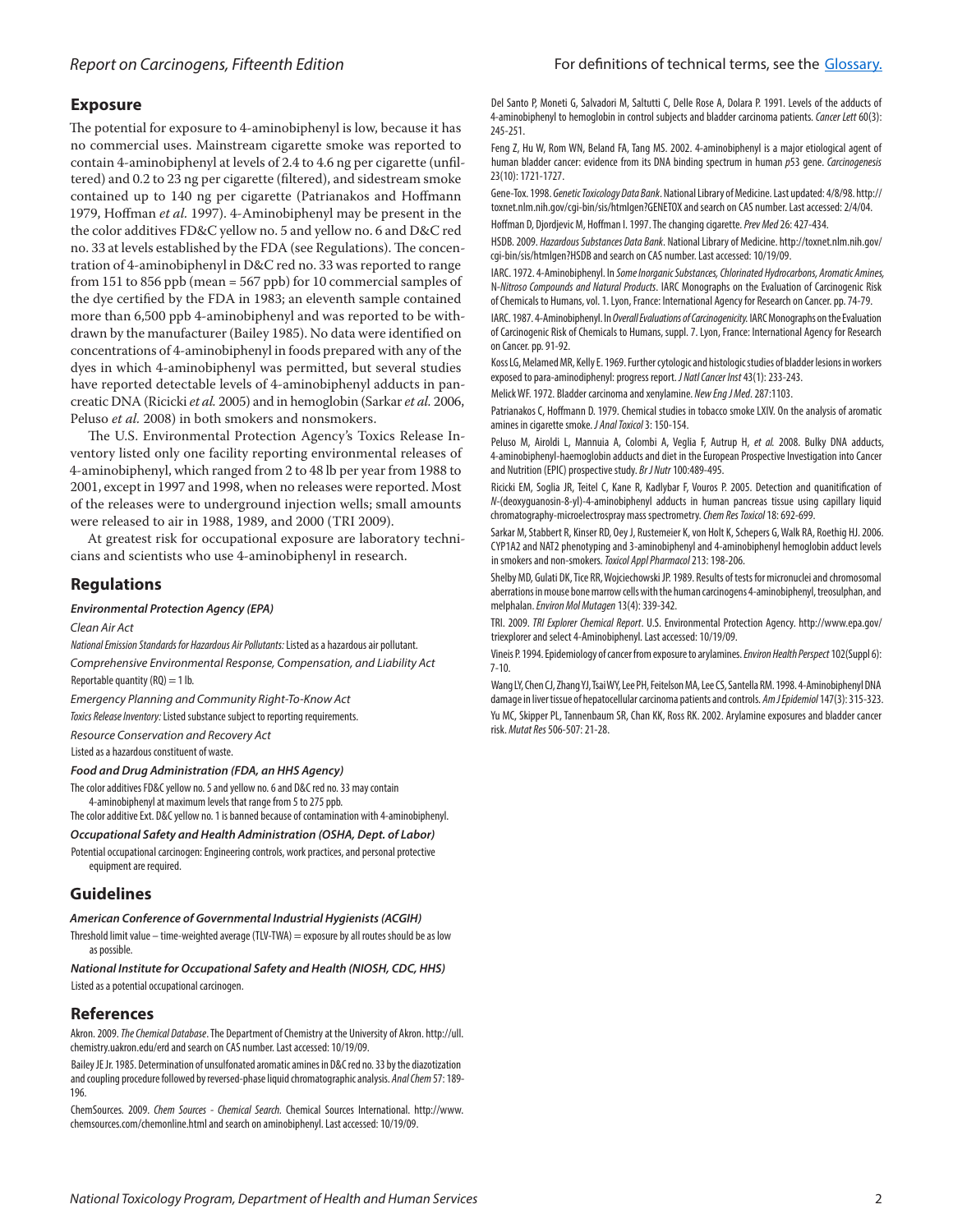## Exposure

The potential for exposure to 4-aminobiphenyl is low, because it has no commercial uses. Mainstream cigarette smoke was reported to contain 4-aminobiphenyl at levels of 2.4 to 4.6 ng per cigarette (unfiltered) and 0.2 to 23 ng per cigarette (filtered), and sidestream smoke contained up to 140 ng per cigarette (Patrianakos and Hoffmann 1979, Hoffman *et al.* 1997). 4-Aminobiphenyl may be present in the color additives FD&C yellow no. 5 and yellow no. 6 and D&C red no. 33 at levels established by the FDA (see Regulations). The concentration of 4-aminobiphenyl in D&C red no. 33 was reported to range from 151 to 856 ppb (mean = 567 ppb) for 10 commercial samples of the dye certified by the FDA in 1983; an eleventh sample contained more than 6,500 ppb 4-aminobiphenyl and was reported to be withdrawn by the manufacturer (Bailey 1985). No data were identified on concentrations of 4-aminobiphenyl in foods prepared with any of the dyes in which 4-aminobiphenyl was permitted, but several studies have reported detectable levels of 4-aminobiphenyl adducts in pancreatic DNA (Ricicki *et al.* 2005) and in hemoglobin (Sarkar *et al.* 2006, Peluso *et al.* 2008) in both smokers and nonsmokers.

The U.S. Environmental Protection Agency's Toxics Release Inventory listed only one facility reporting environmental releases of 4-aminobiphenyl, which ranged from 2 to 48 lb per year from 1988 to 2001, except in 1997 and 1998, when no releases were reported. Most of the releases were to underground injection wells; small amounts were released to air in 1988, 1989, and 2000 (TRI 2009).

At greatest risk for occupational exposure are laboratory technicians and scientists who use 4-aminobiphenyl in research.

## Regulations

### Environmental Protection Agency (EPA)

*Clean Air Act*

*National Emission Standards for Hazardous Air Pollutants:* Listed as a hazardous air pollutant.

*Comprehensive Environmental Response, Compensation, and Liability Act*

Reportable quantity (RQ) = 1 lb.

*Emergency Planning and Community Right-To-Know Act*

*Toxics Release Inventory:* Listed substance subject to reporting requirements.

*Resource Conservation and Recovery Act*

Listed as a hazardous constituent of waste.

### Food and Drug Administration (FDA, an HHS Agency)

The color additives FD&C yellow no. 5 and yellow no. 6 and D&C red no. 33 may contain 4-aminobiphenyl at maximum levels that range from 5 to 275 ppb.

The color additive Ext. D&C yellow no. 1 is banned because of contamination with 4-aminobiphenyl.

### Occupational Safety and Health Administration (OSHA, Dept. of Labor)

Potential occupational carcinogen: Engineering controls, work practices, and personal protective equipment are required.

## Guidelines

### American Conference of Governmental Industrial Hygienists (ACGIH)

Threshold limit value – time-weighted average (TLV-TWA) = exposure by all routes should be as low as possible.

### National Institute for Occupational Safety and Health (NIOSH, CDC, HHS)

Listed as a potential occupational carcinogen.

## References

Akron. 2009. *The Chemical Database*. The Department of Chemistry at the University of Akron. http://ull.chemistry.uakron.edu/erd and search on CAS number. Last accessed: 10/19/09.

Bailey JE Jr. 1985. Determination of unsulfonated aromatic amines in D&C red no. 33 by the diazotization and coupling procedure followed by reversed-phase liquid chromatographic analysis. *Anal Chem* 57: 189-196.

ChemSources. 2009. *Chem Sources - Chemical Search.* Chemical Sources International. http://www.chemsources.com/chemonline.html and search on aminobiphenyl. Last accessed: 10/19/09.

Del Santo P, Moneti G, Salvadori M, Saltutti C, Delle Rose A, Dolara P. 1991. Levels of the adducts of 4-aminobiphenyl to hemoglobin in control subjects and bladder carcinoma patients. *Cancer Lett* 60(3): 245-251.

Feng Z, Hu W, Rom WN, Beland FA, Tang MS. 2002. 4-aminobiphenyl is a major etiological agent of human bladder cancer: evidence from its DNA binding spectrum in human *p*53 gene. *Carcinogenesis* 23(10): 1721-1727.

Gene-Tox. 1998. *Genetic Toxicology Data Bank*. National Library of Medicine. Last updated: 4/8/98. http://toxnet.nlm.nih.gov/cgi-bin/sis/htmlgen?GENETOX and search on CAS number. Last accessed: 2/4/04.

Hoffman D, Djordjevic M, Hoffman I. 1997. The changing cigarette. *Prev Med* 26: 427-434.

HSDB. 2009. *Hazardous Substances Data Bank*. National Library of Medicine. http://toxnet.nlm.nih.gov/cgi-bin/sis/htmlgen?HSDB and search on CAS number. Last accessed: 10/19/09.

IARC. 1972. 4-Aminobiphenyl. In *Some Inorganic Substances, Chlorinated Hydrocarbons, Aromatic Amines, N-Nitroso Compounds and Natural Products*. IARC Monographs on the Evaluation of Carcinogenic Risk of Chemicals to Humans, vol. 1. Lyon, France: International Agency for Research on Cancer. pp. 74-79.

IARC. 1987. 4-Aminobiphenyl. In *Overall Evaluations of Carcinogenicity.* IARC Monographs on the Evaluation of Carcinogenic Risk of Chemicals to Humans, suppl. 7. Lyon, France: International Agency for Research on Cancer. pp. 91-92.

Koss LG, Melamed MR, Kelly E. 1969. Further cytologic and histologic studies of bladder lesions in workers exposed to para-aminodiphenyl: progress report. *J Natl Cancer Inst* 43(1): 233-243.

Melick WF. 1972. Bladder carcinoma and xenylamine. *New Eng J Med*. 287:1103.

Patrianakos C, Hoffmann D. 1979. Chemical studies in tobacco smoke LXIV. On the analysis of aromatic amines in cigarette smoke. *J Anal Toxicol* 3: 150-154.

Peluso M, Airoldi L, Mannuia A, Colombi A, Veglia F, Autrup H, *et al.* 2008. Bulky DNA adducts, 4-aminobiphenyl-haemoglobin adducts and diet in the European Prospective Investigation into Cancer and Nutrition (EPIC) prospective study. *Br J Nutr* 100:489-495.

Ricicki EM, Soglia JR, Teitel C, Kane R, Kadlybar F, Vouros P. 2005. Detection and quanitification of *N*-(deoxyguanosin-8-yl)-4-aminobiphenyl adducts in human pancreas tissue using capillary liquid chromatography-microelectrospray mass spectrometry. *Chem Res Toxicol* 18: 692-699.

Sarkar M, Stabbert R, Kinser RD, Oey J, Rustemeier K, von Holt K, Schepers G, Walk RA, Roethig HJ. 2006. CYP1A2 and NAT2 phenotyping and 3-aminobiphenyl and 4-aminobiphenyl hemoglobin adduct levels in smokers and non-smokers. *Toxicol Appl Pharmacol* 213: 198-206.

Shelby MD, Gulati DK, Tice RR, Wojciechowski JP. 1989. Results of tests for micronuclei and chromosomal aberrations in mouse bone marrow cells with the human carcinogens 4-aminobiphenyl, treosulphan, and melphalan. *Environ Mol Mutagen* 13(4): 339-342.

TRI. 2009. *TRI Explorer Chemical Report*. U.S. Environmental Protection Agency. http://www.epa.gov/triexplorer and select 4-Aminobiphenyl. Last accessed: 10/19/09.

Vineis P. 1994. Epidemiology of cancer from exposure to arylamines. *Environ Health Perspect* 102(Suppl 6): 7-10.

Wang LY, Chen CJ, Zhang YJ, Tsai WY, Lee PH, Feitelson MA, Lee CS, Santella RM. 1998. 4-Aminobiphenyl DNA damage in liver tissue of hepatocellular carcinoma patients and controls. *Am J Epidemiol* 147(3): 315-323.

Yu MC, Skipper PL, Tannenbaum SR, Chan KK, Ross RK. 2002. Arylamine exposures and bladder cancer risk. *Mutat Res* 506-507: 21-28.